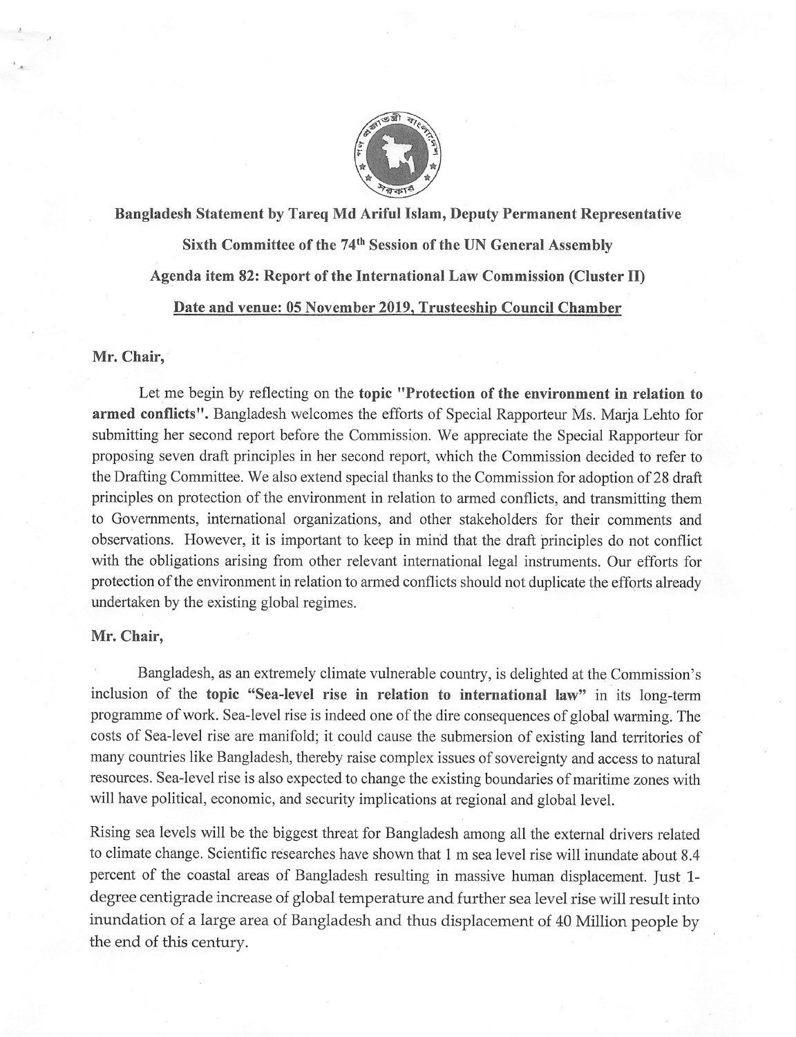**Bangladesh Statement by Tareq Md Ariful Islam, Deputy Permanent Representative**

**Sixth Committee of the 74th Session of the UN General Assembly**

**Agenda item 82: Report of the International Law Commission (Cluster II)**

**Date and venue: 05 November 2019, Trusteeship Council Chamber**

**Mr. Chair,**

Let me begin by reflecting on the **topic "Protection of the environment in relation to armed conflicts"**. Bangladesh welcomes the efforts of Special Rapporteur Ms. Marja Lehto for submitting her second report before the Commission. We appreciate the Special Rapporteur for proposing seven draft principles in her second report, which the Commission decided to refer to the Drafting Committee. We also extend special thanks to the Commission for adoption of 28 draft principles on protection of the environment in relation to armed conflicts, and transmitting them to Governments, international organizations, and other stakeholders for their comments and observations. However, it is important to keep in mind that the draft principles do not conflict with the obligations arising from other relevant international legal instruments. Our efforts for protection of the environment in relation to armed conflicts should not duplicate the efforts already undertaken by the existing global regimes.

**Mr. Chair,**

Bangladesh, as an extremely climate vulnerable country, is delighted at the Commission's inclusion of the **topic "Sea-level rise in relation to international law"** in its long-term programme of work. Sea-level rise is indeed one of the dire consequences of global warming. The costs of Sea-level rise are manifold; it could cause the submersion of existing land territories of many countries like Bangladesh, thereby raise complex issues of sovereignty and access to natural resources. Sea-level rise is also expected to change the existing boundaries of maritime zones with will have political, economic, and security implications at regional and global level.

Rising sea levels will be the biggest threat for Bangladesh among all the external drivers related to climate change. Scientific researches have shown that 1 m sea level rise will inundate about 8.4 percent of the coastal areas of Bangladesh resulting in massive human displacement. Just 1-degree centigrade increase of global temperature and further sea level rise will result into inundation of a large area of Bangladesh and thus displacement of 40 Million people by the end of this century.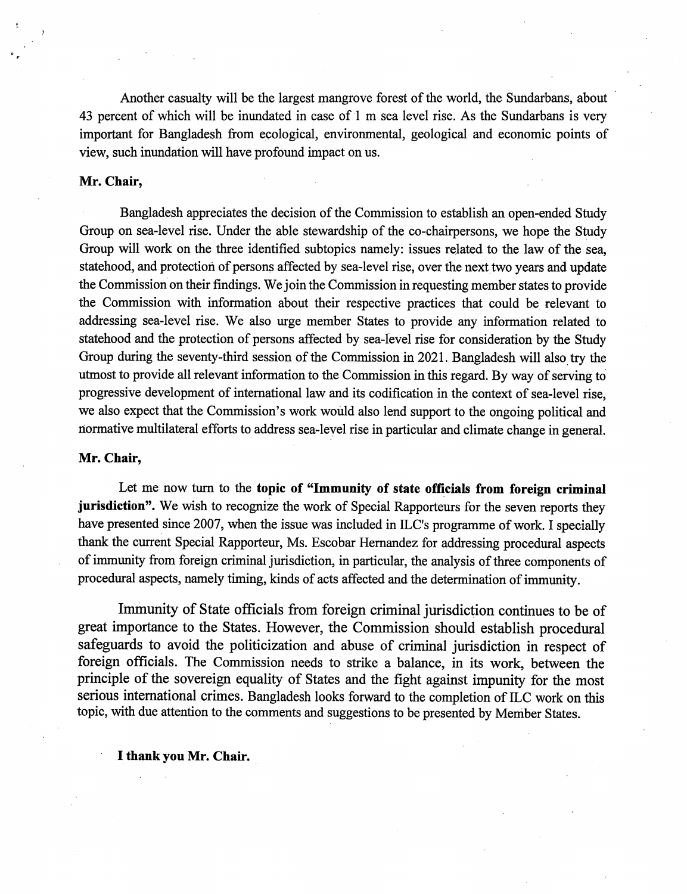Another casualty will be the largest mangrove forest of the world, the Sundarbans, about 43 percent of which will be inundated in case of 1 m sea level rise. As the Sundarbans is very important for Bangladesh from ecological, environmental, geological and economic points of view, such inundation will have profound impact on us.

**Mr. Chair,**

Bangladesh appreciates the decision of the Commission to establish an open-ended Study Group on sea-level rise. Under the able stewardship of the co-chairpersons, we hope the Study Group will work on the three identified subtopics namely: issues related to the law of the sea, statehood, and protection of persons affected by sea-level rise, over the next two years and update the Commission on their findings. We join the Commission in requesting member states to provide the Commission with information about their respective practices that could be relevant to addressing sea-level rise. We also urge member States to provide any information related to statehood and the protection of persons affected by sea-level rise for consideration by the Study Group during the seventy-third session of the Commission in 2021. Bangladesh will also try the utmost to provide all relevant information to the Commission in this regard. By way of serving to progressive development of international law and its codification in the context of sea-level rise, we also expect that the Commission's work would also lend support to the ongoing political and normative multilateral efforts to address sea-level rise in particular and climate change in general.

**Mr. Chair,**

Let me now turn to the **topic of "Immunity of state officials from foreign criminal jurisdiction".** We wish to recognize the work of Special Rapporteurs for the seven reports they have presented since 2007, when the issue was included in ILC's programme of work. I specially thank the current Special Rapporteur, Ms. Escobar Hernandez for addressing procedural aspects of immunity from foreign criminal jurisdiction, in particular, the analysis of three components of procedural aspects, namely timing, kinds of acts affected and the determination of immunity.

Immunity of State officials from foreign criminal jurisdiction continues to be of great importance to the States. However, the Commission should establish procedural safeguards to avoid the politicization and abuse of criminal jurisdiction in respect of foreign officials. The Commission needs to strike a balance, in its work, between the principle of the sovereign equality of States and the fight against impunity for the most serious international crimes. Bangladesh looks forward to the completion of ILC work on this topic, with due attention to the comments and suggestions to be presented by Member States.

**I thank you Mr. Chair.**